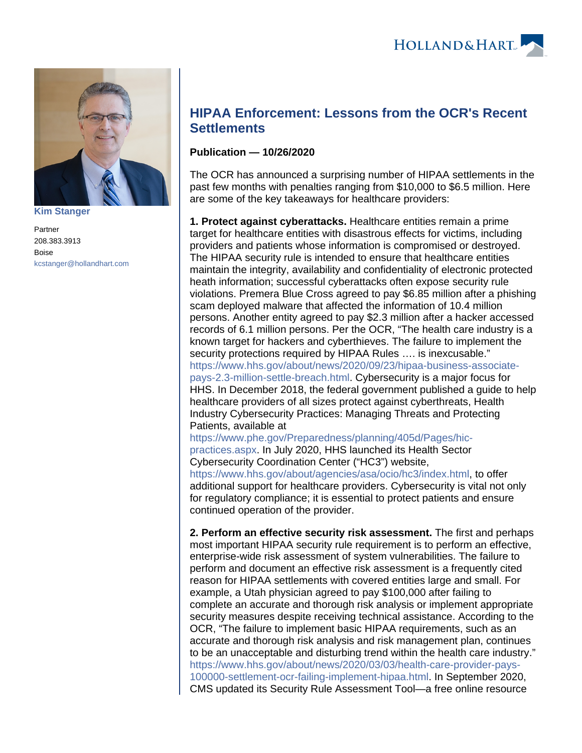Kim Stanger

Partner
208.383.3913
Boise
kcstanger@hollandhart.com

# HIPAA Enforcement: Lessons from the OCR's Recent Settlements

**Publication — 10/26/2020**

The OCR has announced a surprising number of HIPAA settlements in the past few months with penalties ranging from $10,000 to $6.5 million. Here are some of the key takeaways for healthcare providers:

**1. Protect against cyberattacks.** Healthcare entities remain a prime target for healthcare entities with disastrous effects for victims, including providers and patients whose information is compromised or destroyed. The HIPAA security rule is intended to ensure that healthcare entities maintain the integrity, availability and confidentiality of electronic protected heath information; successful cyberattacks often expose security rule violations. Premera Blue Cross agreed to pay $6.85 million after a phishing scam deployed malware that affected the information of 10.4 million persons. Another entity agreed to pay $2.3 million after a hacker accessed records of 6.1 million persons. Per the OCR, "The health care industry is a known target for hackers and cyberthieves. The failure to implement the security protections required by HIPAA Rules …. is inexcusable." https://www.hhs.gov/about/news/2020/09/23/hipaa-business-associate-pays-2.3-million-settle-breach.html. Cybersecurity is a major focus for HHS. In December 2018, the federal government published a guide to help healthcare providers of all sizes protect against cyberthreats, Health Industry Cybersecurity Practices: Managing Threats and Protecting Patients, available at https://www.phe.gov/Preparedness/planning/405d/Pages/hic-practices.aspx. In July 2020, HHS launched its Health Sector Cybersecurity Coordination Center ("HC3") website, https://www.hhs.gov/about/agencies/asa/ocio/hc3/index.html, to offer additional support for healthcare providers. Cybersecurity is vital not only for regulatory compliance; it is essential to protect patients and ensure continued operation of the provider.

**2. Perform an effective security risk assessment.** The first and perhaps most important HIPAA security rule requirement is to perform an effective, enterprise-wide risk assessment of system vulnerabilities. The failure to perform and document an effective risk assessment is a frequently cited reason for HIPAA settlements with covered entities large and small. For example, a Utah physician agreed to pay $100,000 after failing to complete an accurate and thorough risk analysis or implement appropriate security measures despite receiving technical assistance. According to the OCR, "The failure to implement basic HIPAA requirements, such as an accurate and thorough risk analysis and risk management plan, continues to be an unacceptable and disturbing trend within the health care industry." https://www.hhs.gov/about/news/2020/03/03/health-care-provider-pays-100000-settlement-ocr-failing-implement-hipaa.html. In September 2020, CMS updated its Security Rule Assessment Tool—a free online resource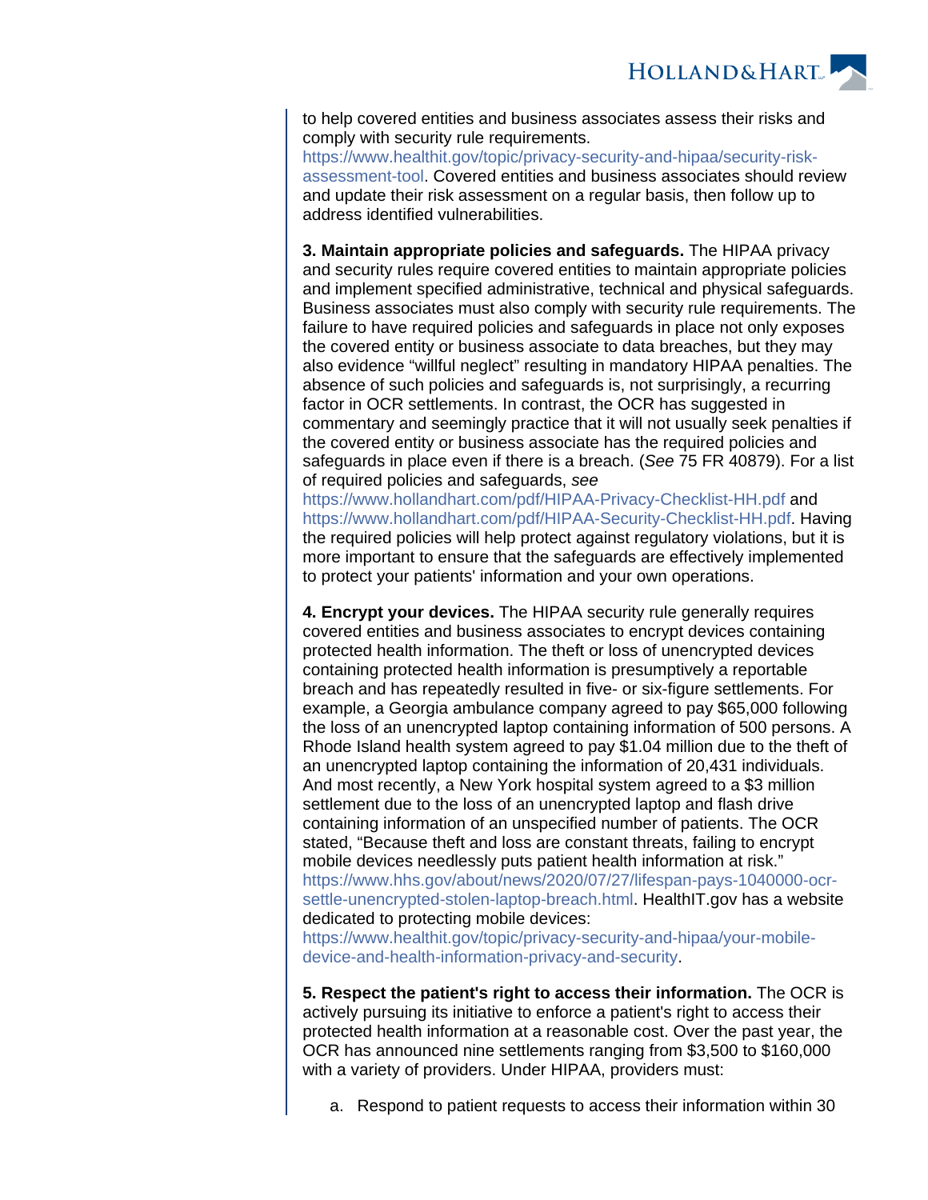to help covered entities and business associates assess their risks and comply with security rule requirements. https://www.healthit.gov/topic/privacy-security-and-hipaa/security-risk-assessment-tool. Covered entities and business associates should review and update their risk assessment on a regular basis, then follow up to address identified vulnerabilities.

**3. Maintain appropriate policies and safeguards.** The HIPAA privacy and security rules require covered entities to maintain appropriate policies and implement specified administrative, technical and physical safeguards. Business associates must also comply with security rule requirements. The failure to have required policies and safeguards in place not only exposes the covered entity or business associate to data breaches, but they may also evidence "willful neglect" resulting in mandatory HIPAA penalties. The absence of such policies and safeguards is, not surprisingly, a recurring factor in OCR settlements. In contrast, the OCR has suggested in commentary and seemingly practice that it will not usually seek penalties if the covered entity or business associate has the required policies and safeguards in place even if there is a breach. (*See* 75 FR 40879). For a list of required policies and safeguards, *see* https://www.hollandhart.com/pdf/HIPAA-Privacy-Checklist-HH.pdf and https://www.hollandhart.com/pdf/HIPAA-Security-Checklist-HH.pdf. Having the required policies will help protect against regulatory violations, but it is more important to ensure that the safeguards are effectively implemented to protect your patients' information and your own operations.

**4. Encrypt your devices.** The HIPAA security rule generally requires covered entities and business associates to encrypt devices containing protected health information. The theft or loss of unencrypted devices containing protected health information is presumptively a reportable breach and has repeatedly resulted in five- or six-figure settlements. For example, a Georgia ambulance company agreed to pay $65,000 following the loss of an unencrypted laptop containing information of 500 persons. A Rhode Island health system agreed to pay $1.04 million due to the theft of an unencrypted laptop containing the information of 20,431 individuals. And most recently, a New York hospital system agreed to a $3 million settlement due to the loss of an unencrypted laptop and flash drive containing information of an unspecified number of patients. The OCR stated, "Because theft and loss are constant threats, failing to encrypt mobile devices needlessly puts patient health information at risk." https://www.hhs.gov/about/news/2020/07/27/lifespan-pays-1040000-ocr-settle-unencrypted-stolen-laptop-breach.html. HealthIT.gov has a website dedicated to protecting mobile devices: https://www.healthit.gov/topic/privacy-security-and-hipaa/your-mobile-device-and-health-information-privacy-and-security.

**5. Respect the patient's right to access their information.** The OCR is actively pursuing its initiative to enforce a patient's right to access their protected health information at a reasonable cost. Over the past year, the OCR has announced nine settlements ranging from $3,500 to $160,000 with a variety of providers. Under HIPAA, providers must:

a. Respond to patient requests to access their information within 30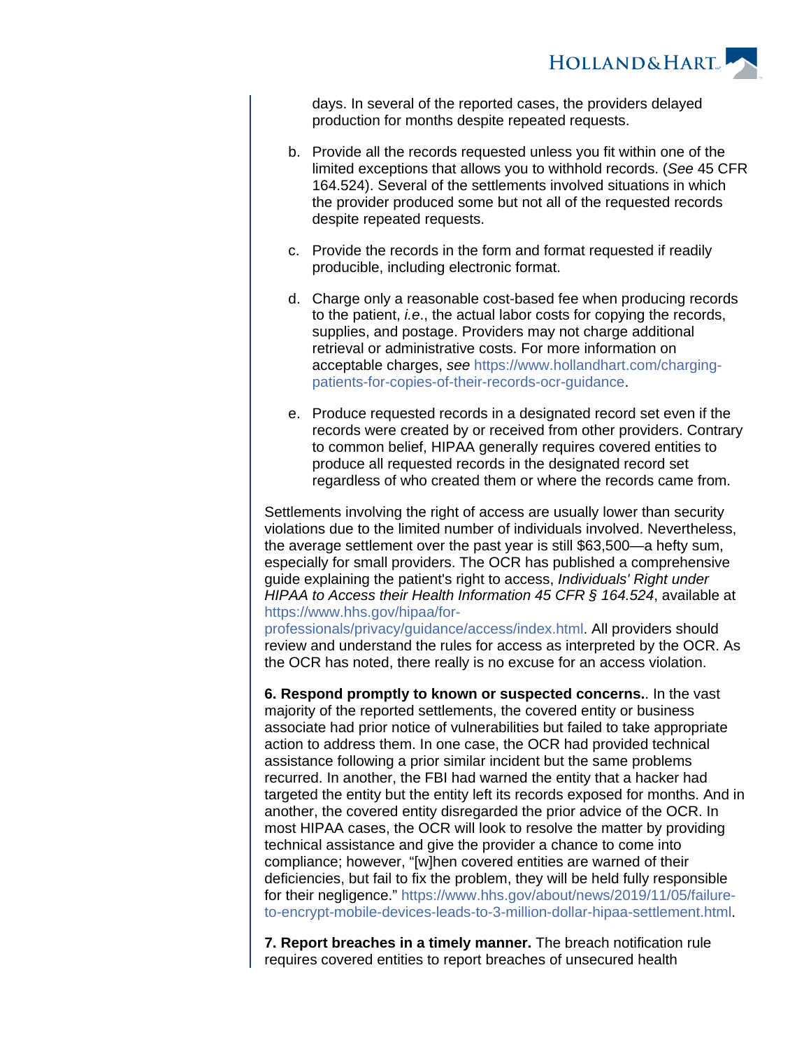days. In several of the reported cases, the providers delayed production for months despite repeated requests.

b. Provide all the records requested unless you fit within one of the limited exceptions that allows you to withhold records. (*See* 45 CFR 164.524). Several of the settlements involved situations in which the provider produced some but not all of the requested records despite repeated requests.

c. Provide the records in the form and format requested if readily producible, including electronic format.

d. Charge only a reasonable cost-based fee when producing records to the patient, *i.e.*, the actual labor costs for copying the records, supplies, and postage. Providers may not charge additional retrieval or administrative costs. For more information on acceptable charges, *see* https://www.hollandhart.com/charging-patients-for-copies-of-their-records-ocr-guidance.

e. Produce requested records in a designated record set even if the records were created by or received from other providers. Contrary to common belief, HIPAA generally requires covered entities to produce all requested records in the designated record set regardless of who created them or where the records came from.

Settlements involving the right of access are usually lower than security violations due to the limited number of individuals involved. Nevertheless, the average settlement over the past year is still $63,500—a hefty sum, especially for small providers. The OCR has published a comprehensive guide explaining the patient's right to access, *Individuals' Right under HIPAA to Access their Health Information 45 CFR § 164.524*, available at https://www.hhs.gov/hipaa/for-professionals/privacy/guidance/access/index.html. All providers should review and understand the rules for access as interpreted by the OCR. As the OCR has noted, there really is no excuse for an access violation.

**6. Respond promptly to known or suspected concerns.**. In the vast majority of the reported settlements, the covered entity or business associate had prior notice of vulnerabilities but failed to take appropriate action to address them. In one case, the OCR had provided technical assistance following a prior similar incident but the same problems recurred. In another, the FBI had warned the entity that a hacker had targeted the entity but the entity left its records exposed for months. And in another, the covered entity disregarded the prior advice of the OCR. In most HIPAA cases, the OCR will look to resolve the matter by providing technical assistance and give the provider a chance to come into compliance; however, "[w]hen covered entities are warned of their deficiencies, but fail to fix the problem, they will be held fully responsible for their negligence." https://www.hhs.gov/about/news/2019/11/05/failure-to-encrypt-mobile-devices-leads-to-3-million-dollar-hipaa-settlement.html.

**7. Report breaches in a timely manner.** The breach notification rule requires covered entities to report breaches of unsecured health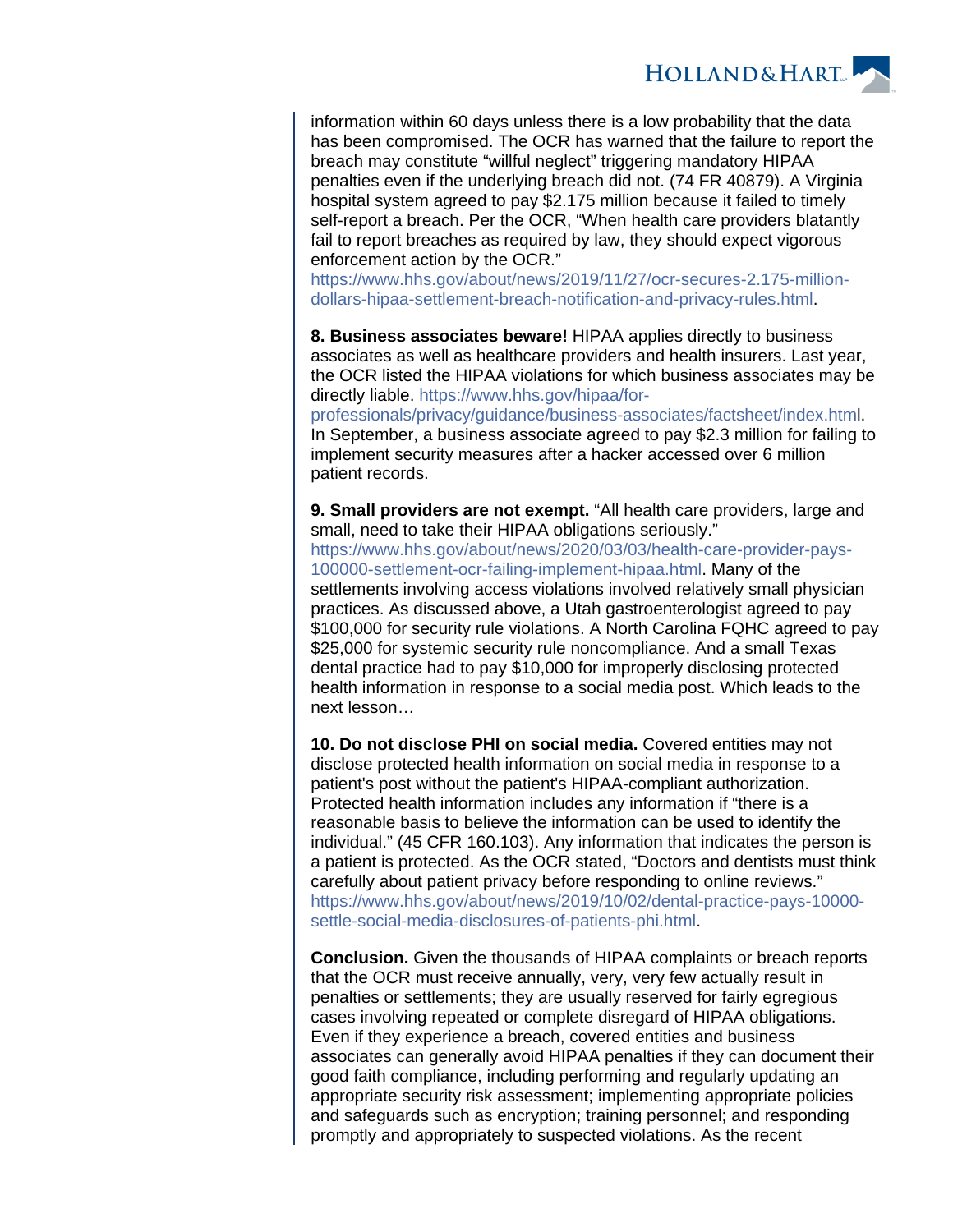information within 60 days unless there is a low probability that the data has been compromised. The OCR has warned that the failure to report the breach may constitute "willful neglect" triggering mandatory HIPAA penalties even if the underlying breach did not. (74 FR 40879). A Virginia hospital system agreed to pay $2.175 million because it failed to timely self-report a breach. Per the OCR, "When health care providers blatantly fail to report breaches as required by law, they should expect vigorous enforcement action by the OCR." https://www.hhs.gov/about/news/2019/11/27/ocr-secures-2.175-million-dollars-hipaa-settlement-breach-notification-and-privacy-rules.html.

**8. Business associates beware!** HIPAA applies directly to business associates as well as healthcare providers and health insurers. Last year, the OCR listed the HIPAA violations for which business associates may be directly liable. https://www.hhs.gov/hipaa/for-professionals/privacy/guidance/business-associates/factsheet/index.html. In September, a business associate agreed to pay $2.3 million for failing to implement security measures after a hacker accessed over 6 million patient records.

**9. Small providers are not exempt.** "All health care providers, large and small, need to take their HIPAA obligations seriously." https://www.hhs.gov/about/news/2020/03/03/health-care-provider-pays-100000-settlement-ocr-failing-implement-hipaa.html. Many of the settlements involving access violations involved relatively small physician practices. As discussed above, a Utah gastroenterologist agreed to pay $100,000 for security rule violations. A North Carolina FQHC agreed to pay $25,000 for systemic security rule noncompliance. And a small Texas dental practice had to pay $10,000 for improperly disclosing protected health information in response to a social media post. Which leads to the next lesson…

**10. Do not disclose PHI on social media.** Covered entities may not disclose protected health information on social media in response to a patient's post without the patient's HIPAA-compliant authorization. Protected health information includes any information if "there is a reasonable basis to believe the information can be used to identify the individual." (45 CFR 160.103). Any information that indicates the person is a patient is protected. As the OCR stated, "Doctors and dentists must think carefully about patient privacy before responding to online reviews." https://www.hhs.gov/about/news/2019/10/02/dental-practice-pays-10000-settle-social-media-disclosures-of-patients-phi.html.

**Conclusion.** Given the thousands of HIPAA complaints or breach reports that the OCR must receive annually, very, very few actually result in penalties or settlements; they are usually reserved for fairly egregious cases involving repeated or complete disregard of HIPAA obligations. Even if they experience a breach, covered entities and business associates can generally avoid HIPAA penalties if they can document their good faith compliance, including performing and regularly updating an appropriate security risk assessment; implementing appropriate policies and safeguards such as encryption; training personnel; and responding promptly and appropriately to suspected violations. As the recent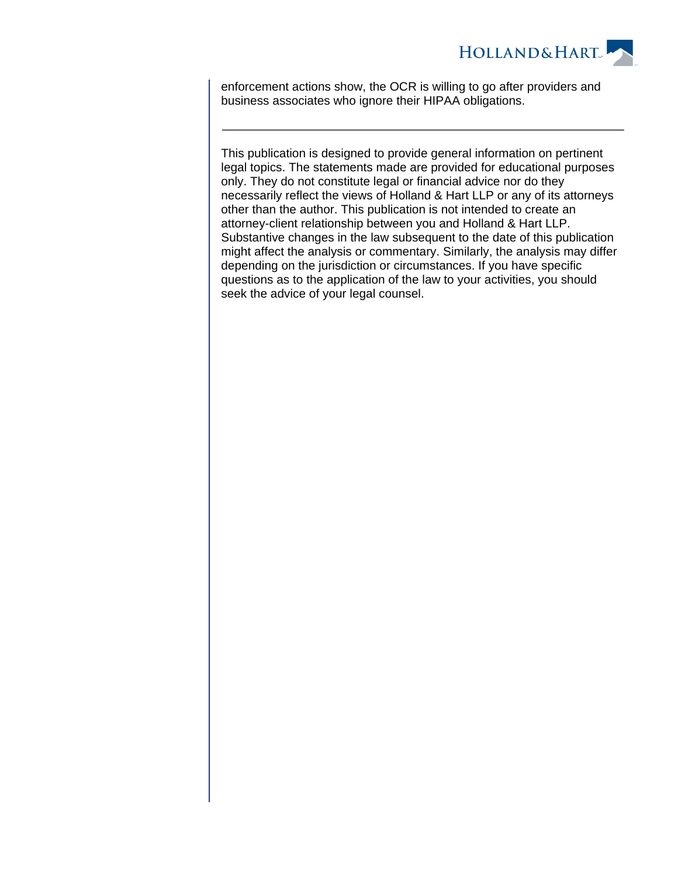enforcement actions show, the OCR is willing to go after providers and business associates who ignore their HIPAA obligations.

---

This publication is designed to provide general information on pertinent legal topics. The statements made are provided for educational purposes only. They do not constitute legal or financial advice nor do they necessarily reflect the views of Holland & Hart LLP or any of its attorneys other than the author. This publication is not intended to create an attorney-client relationship between you and Holland & Hart LLP. Substantive changes in the law subsequent to the date of this publication might affect the analysis or commentary. Similarly, the analysis may differ depending on the jurisdiction or circumstances. If you have specific questions as to the application of the law to your activities, you should seek the advice of your legal counsel.